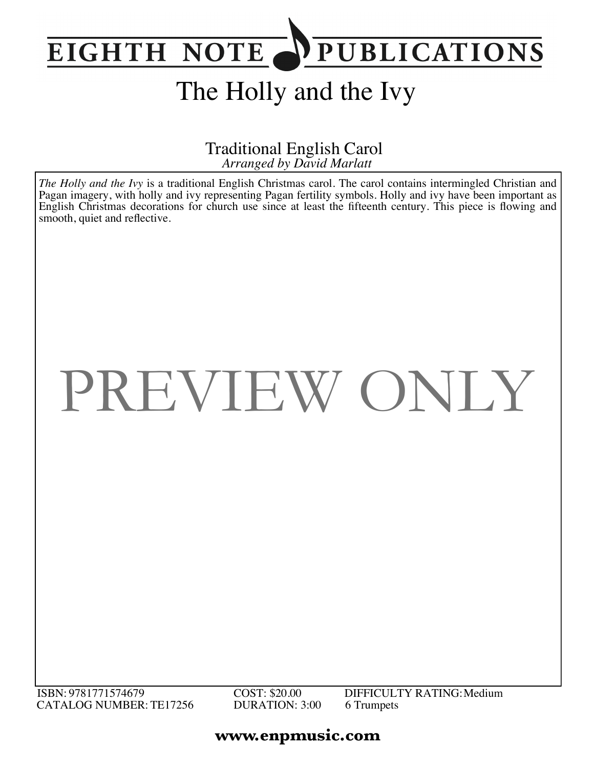# EIGHTH NOTE PUBLICATIONS

# The Holly and the Ivy

Traditional English Carol

*Arranged by David Marlatt*

*The Holly and the Ivy* is a traditional English Christmas carol. The carol contains intermingled Christian and Pagan imagery, with holly and ivy representing Pagan fertility symbols. Holly and ivy have been important as English Christmas decorations for church use since at least the fifteenth century. This piece is flowing and smooth, quiet and reflective.

PREVIEW ONLY

ISBN: 9781771574679
CATALOG NUMBER: TE17256

COST: $20.00
DURATION: 3:00

DIFFICULTY RATING: Medium
6 Trumpets

**www.enpmusic.com**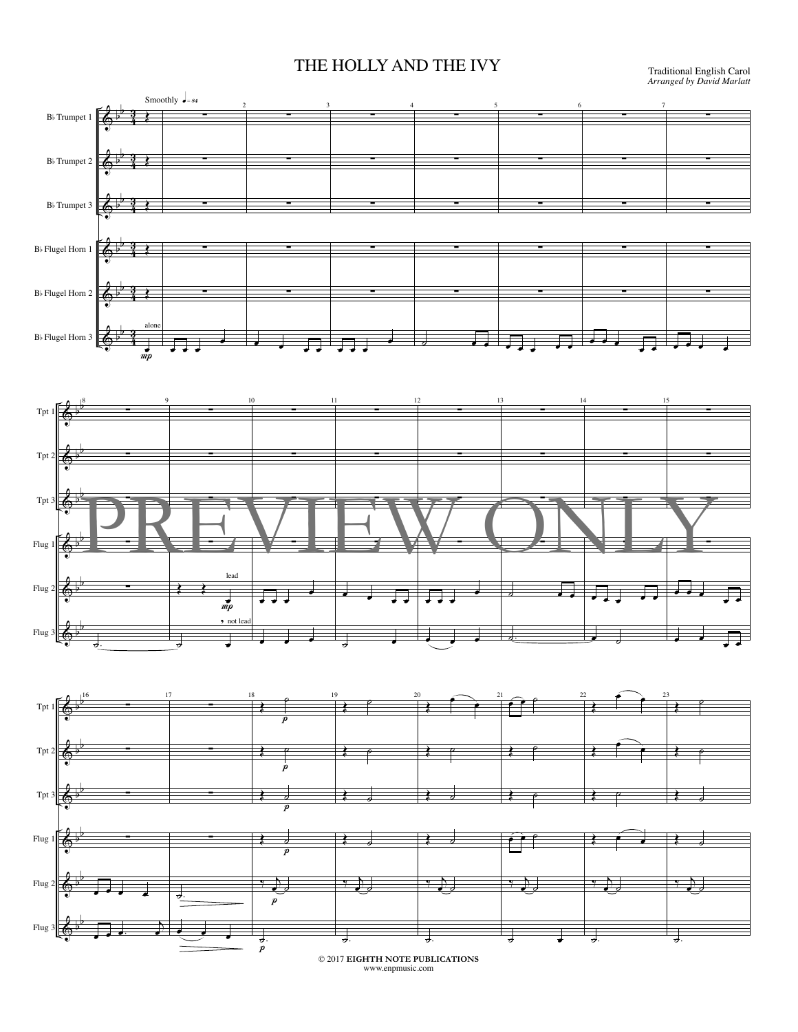# THE HOLLY AND THE IVY

Traditional English Carol
*Arranged by David Marlatt*

© 2017 **EIGHTH NOTE PUBLICATIONS**
www.enpmusic.com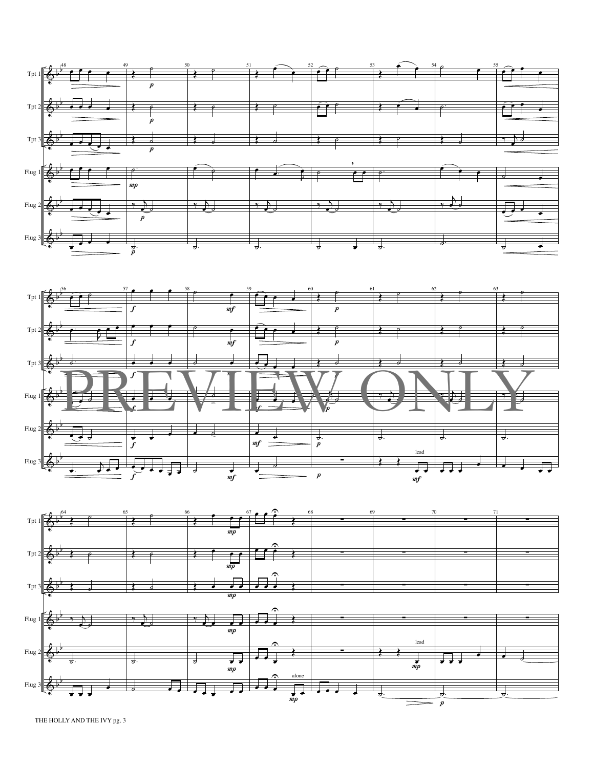Tpt 1

Tpt 2

Tpt 3

Flug 1

Flug 2

Flug 3

PREVIEW ONLY

THE HOLLY AND THE IVY pg. 3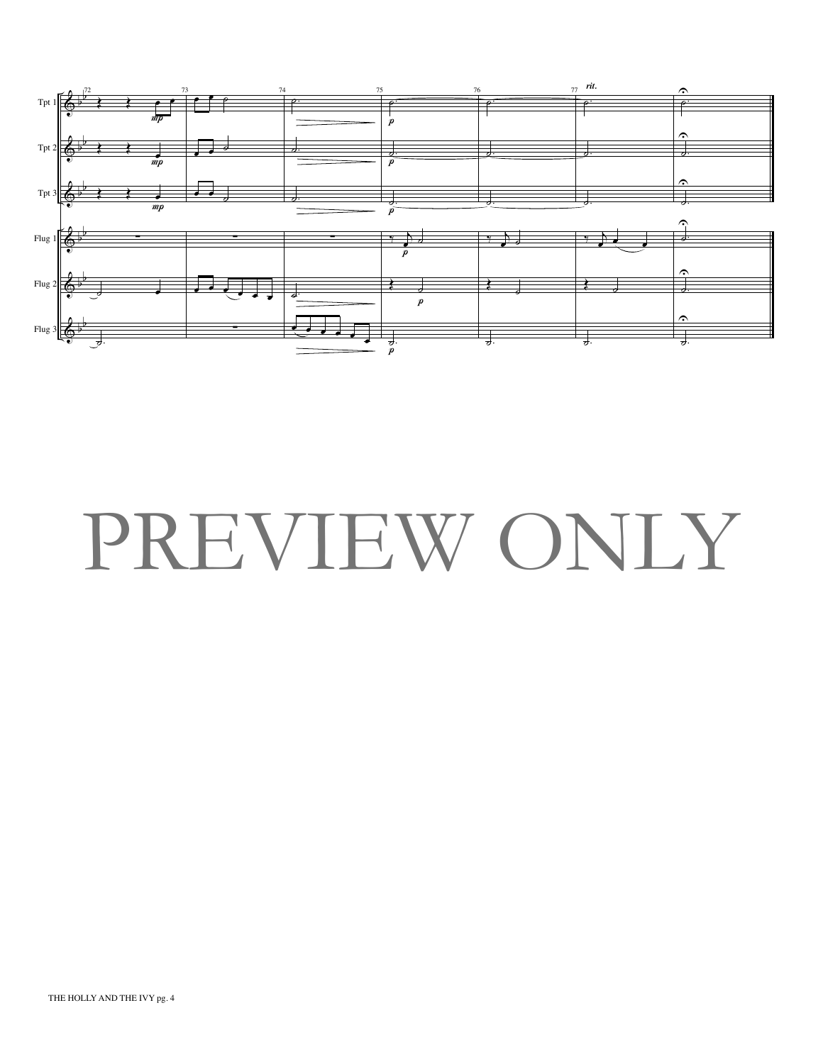PREVIEW ONLY